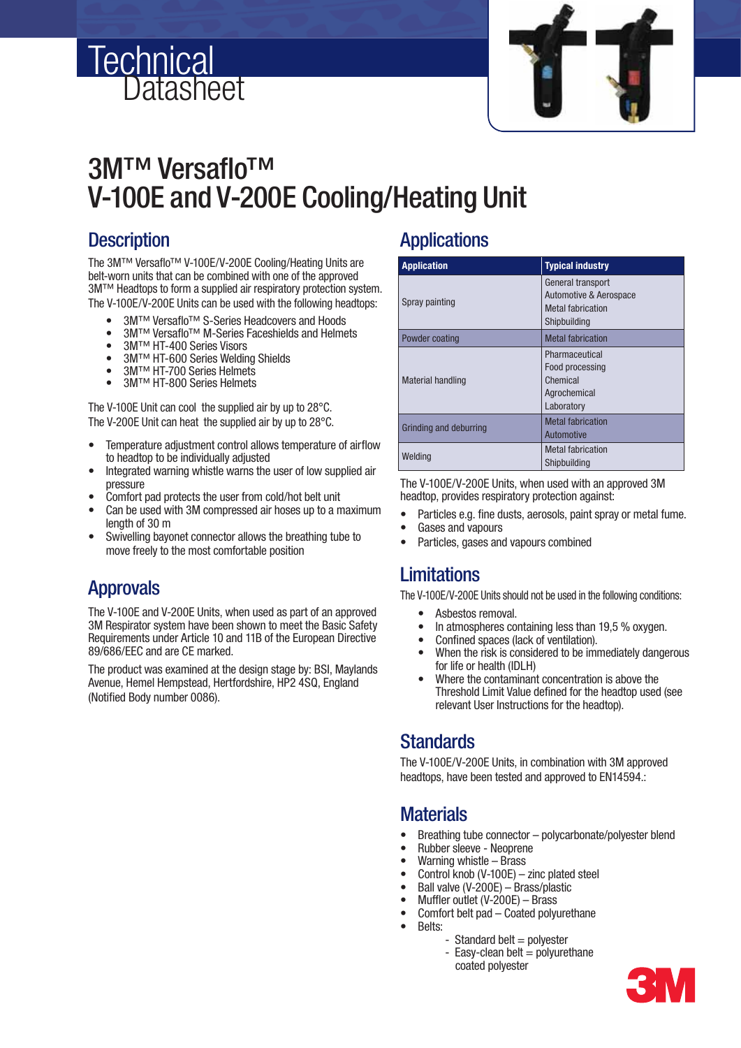# Technical Datasheet

# 3M™ Versaflo™ V-100E and V-200E Cooling/Heating Unit

## Description

The 3M™ Versaflo™ V-100E/V-200E Cooling/Heating Units are belt-worn units that can be combined with one of the approved 3M™ Headtops to form a supplied air respiratory protection system. The V-100E/V-200E Units can be used with the following headtops:

- 3M™ Versaflo™ S-Series Headcovers and Hoods
- 3M™ Versaflo™ M-Series Faceshields and Helmets
- 3M™ HT-400 Series Visors
- 3M™ HT-600 Series Welding Shields
- 3M™ HT-700 Series Helmets
- 3M™ HT-800 Series Helmets

The V-100E Unit can cool the supplied air by up to 28°C.
The V-200E Unit can heat the supplied air by up to 28°C.

- Temperature adjustment control allows temperature of airflow to headtop to be individually adjusted
- Integrated warning whistle warns the user of low supplied air pressure
- Comfort pad protects the user from cold/hot belt unit
- Can be used with 3M compressed air hoses up to a maximum length of 30 m
- Swivelling bayonet connector allows the breathing tube to move freely to the most comfortable position

## Approvals

The V-100E and V-200E Units, when used as part of an approved 3M Respirator system have been shown to meet the Basic Safety Requirements under Article 10 and 11B of the European Directive 89/686/EEC and are CE marked.

The product was examined at the design stage by: BSI, Maylands Avenue, Hemel Hempstead, Hertfordshire, HP2 4SQ, England (Notified Body number 0086).

## Applications

| Application | Typical industry |
|---|---|
| Spray painting | General transport<br>Automotive & Aerospace<br>Metal fabrication<br>Shipbuilding |
| Powder coating | Metal fabrication |
| Material handling | Pharmaceutical<br>Food processing<br>Chemical<br>Agrochemical<br>Laboratory |
| Grinding and deburring | Metal fabrication<br>Automotive |
| Welding | Metal fabrication<br>Shipbuilding |

The V-100E/V-200E Units, when used with an approved 3M headtop, provides respiratory protection against:

- Particles e.g. fine dusts, aerosols, paint spray or metal fume.
- Gases and vapours
- Particles, gases and vapours combined

## Limitations

The V-100E/V-200E Units should not be used in the following conditions:

- Asbestos removal.
- In atmospheres containing less than 19,5 % oxygen.
- Confined spaces (lack of ventilation).
- When the risk is considered to be immediately dangerous for life or health (IDLH)
- Where the contaminant concentration is above the Threshold Limit Value defined for the headtop used (see relevant User Instructions for the headtop).

## Standards

The V-100E/V-200E Units, in combination with 3M approved headtops, have been tested and approved to EN14594.:

## Materials

- Breathing tube connector – polycarbonate/polyester blend
- Rubber sleeve - Neoprene
- Warning whistle – Brass
- Control knob (V-100E) – zinc plated steel
- Ball valve (V-200E) – Brass/plastic
- Muffler outlet (V-200E) – Brass
- Comfort belt pad – Coated polyurethane
- Belts:
  - Standard belt = polyester
  - Easy-clean belt = polyurethane coated polyester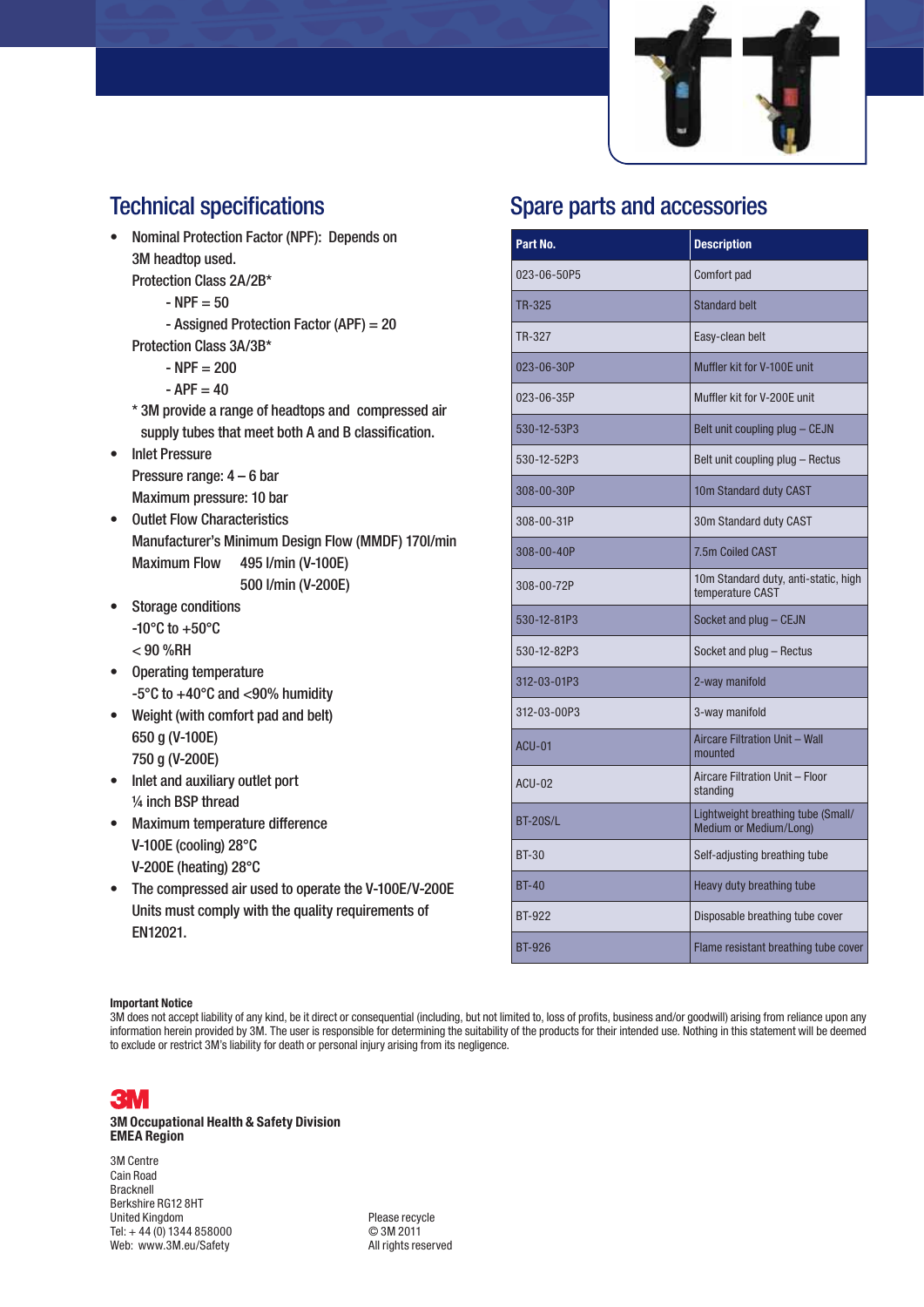## Technical specifications

- Nominal Protection Factor (NPF): Depends on 3M headtop used.
  Protection Class 2A/2B*
  - NPF = 50
  - Assigned Protection Factor (APF) = 20

  Protection Class 3A/3B*
  - NPF = 200
  - APF = 40

  * 3M provide a range of headtops and compressed air supply tubes that meet both A and B classification.
- Inlet Pressure
  Pressure range: 4 – 6 bar
  Maximum pressure: 10 bar
- Outlet Flow Characteristics
  Manufacturer's Minimum Design Flow (MMDF) 170l/min
  Maximum Flow 495 l/min (V-100E)
  500 l/min (V-200E)
- Storage conditions
  -10°C to +50°C
  < 90 %RH
- Operating temperature
  -5°C to +40°C and <90% humidity
- Weight (with comfort pad and belt)
  650 g (V-100E)
  750 g (V-200E)
- Inlet and auxiliary outlet port
  ¼ inch BSP thread
- Maximum temperature difference
  V-100E (cooling) 28°C
  V-200E (heating) 28°C
- The compressed air used to operate the V-100E/V-200E Units must comply with the quality requirements of EN12021.

## Spare parts and accessories

| Part No. | Description |
|---|---|
| 023-06-50P5 | Comfort pad |
| TR-325 | Standard belt |
| TR-327 | Easy-clean belt |
| 023-06-30P | Muffler kit for V-100E unit |
| 023-06-35P | Muffler kit for V-200E unit |
| 530-12-53P3 | Belt unit coupling plug – CEJN |
| 530-12-52P3 | Belt unit coupling plug – Rectus |
| 308-00-30P | 10m Standard duty CAST |
| 308-00-31P | 30m Standard duty CAST |
| 308-00-40P | 7.5m Coiled CAST |
| 308-00-72P | 10m Standard duty, anti-static, high temperature CAST |
| 530-12-81P3 | Socket and plug – CEJN |
| 530-12-82P3 | Socket and plug – Rectus |
| 312-03-01P3 | 2-way manifold |
| 312-03-00P3 | 3-way manifold |
| ACU-01 | Aircare Filtration Unit – Wall mounted |
| ACU-02 | Aircare Filtration Unit – Floor standing |
| BT-20S/L | Lightweight breathing tube (Small/ Medium or Medium/Long) |
| BT-30 | Self-adjusting breathing tube |
| BT-40 | Heavy duty breathing tube |
| BT-922 | Disposable breathing tube cover |
| BT-926 | Flame resistant breathing tube cover |

**Important Notice**
3M does not accept liability of any kind, be it direct or consequential (including, but not limited to, loss of profits, business and/or goodwill) arising from reliance upon any information herein provided by 3M. The user is responsible for determining the suitability of the products for their intended use. Nothing in this statement will be deemed to exclude or restrict 3M's liability for death or personal injury arising from its negligence.

3M

**3M Occupational Health & Safety Division**
**EMEA Region**

3M Centre
Cain Road
Bracknell
Berkshire RG12 8HT
United Kingdom
Tel: + 44 (0) 1344 858000
Web: www.3M.eu/Safety

Please recycle
© 3M 2011
All rights reserved